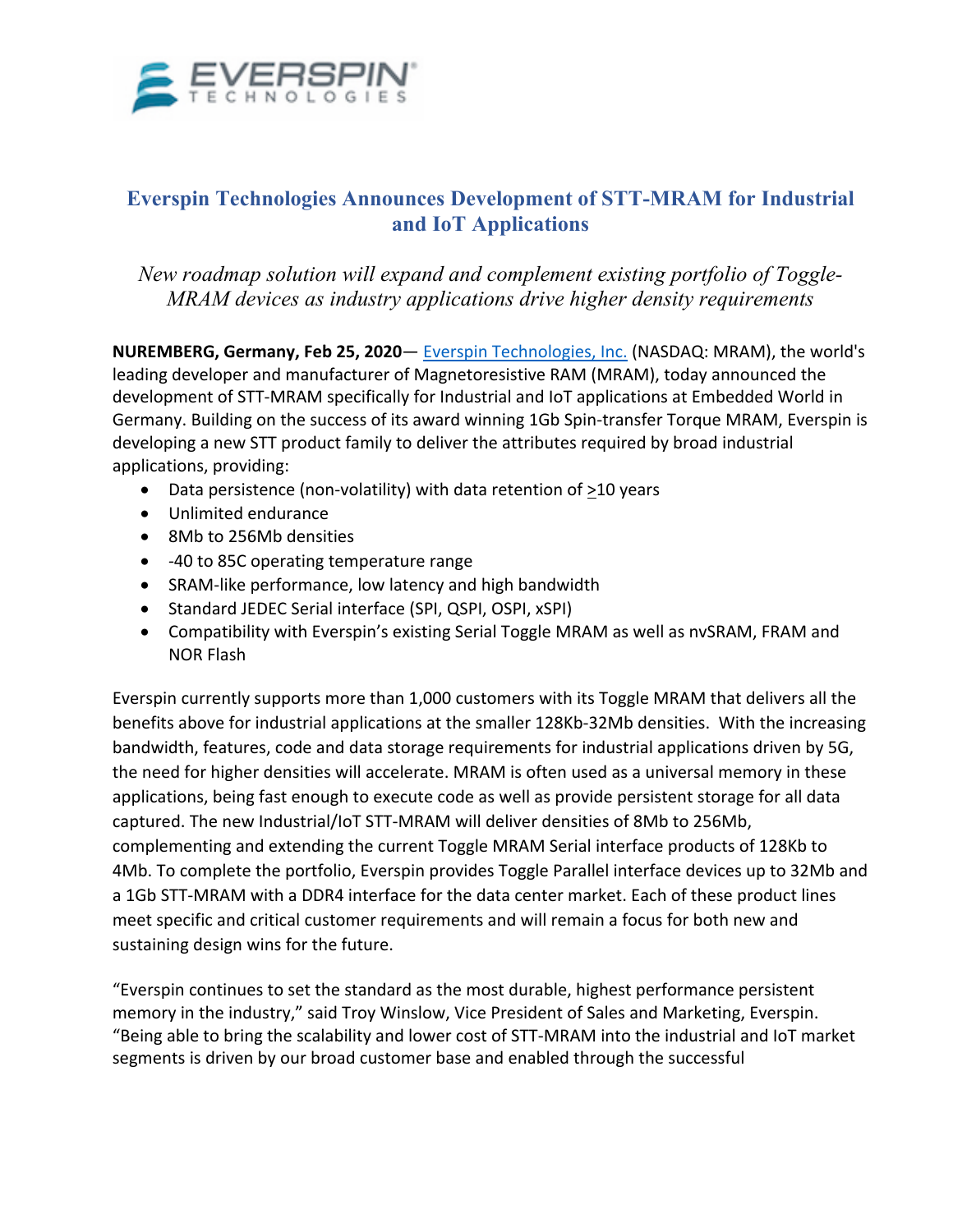# Everspin Technologies Announces Development of STT-MRAM for Industrial and IoT Applications

*New roadmap solution will expand and complement existing portfolio of Toggle-MRAM devices as industry applications drive higher density requirements*

**NUREMBERG, Germany, Feb 25, 2020**— Everspin Technologies, Inc. (NASDAQ: MRAM), the world's leading developer and manufacturer of Magnetoresistive RAM (MRAM), today announced the development of STT-MRAM specifically for Industrial and IoT applications at Embedded World in Germany. Building on the success of its award winning 1Gb Spin-transfer Torque MRAM, Everspin is developing a new STT product family to deliver the attributes required by broad industrial applications, providing:

- Data persistence (non-volatility) with data retention of ≥10 years
- Unlimited endurance
- 8Mb to 256Mb densities
- -40 to 85C operating temperature range
- SRAM-like performance, low latency and high bandwidth
- Standard JEDEC Serial interface (SPI, QSPI, OSPI, xSPI)
- Compatibility with Everspin's existing Serial Toggle MRAM as well as nvSRAM, FRAM and NOR Flash

Everspin currently supports more than 1,000 customers with its Toggle MRAM that delivers all the benefits above for industrial applications at the smaller 128Kb-32Mb densities. With the increasing bandwidth, features, code and data storage requirements for industrial applications driven by 5G, the need for higher densities will accelerate. MRAM is often used as a universal memory in these applications, being fast enough to execute code as well as provide persistent storage for all data captured. The new Industrial/IoT STT-MRAM will deliver densities of 8Mb to 256Mb, complementing and extending the current Toggle MRAM Serial interface products of 128Kb to 4Mb. To complete the portfolio, Everspin provides Toggle Parallel interface devices up to 32Mb and a 1Gb STT-MRAM with a DDR4 interface for the data center market. Each of these product lines meet specific and critical customer requirements and will remain a focus for both new and sustaining design wins for the future.

"Everspin continues to set the standard as the most durable, highest performance persistent memory in the industry," said Troy Winslow, Vice President of Sales and Marketing, Everspin. "Being able to bring the scalability and lower cost of STT-MRAM into the industrial and IoT market segments is driven by our broad customer base and enabled through the successful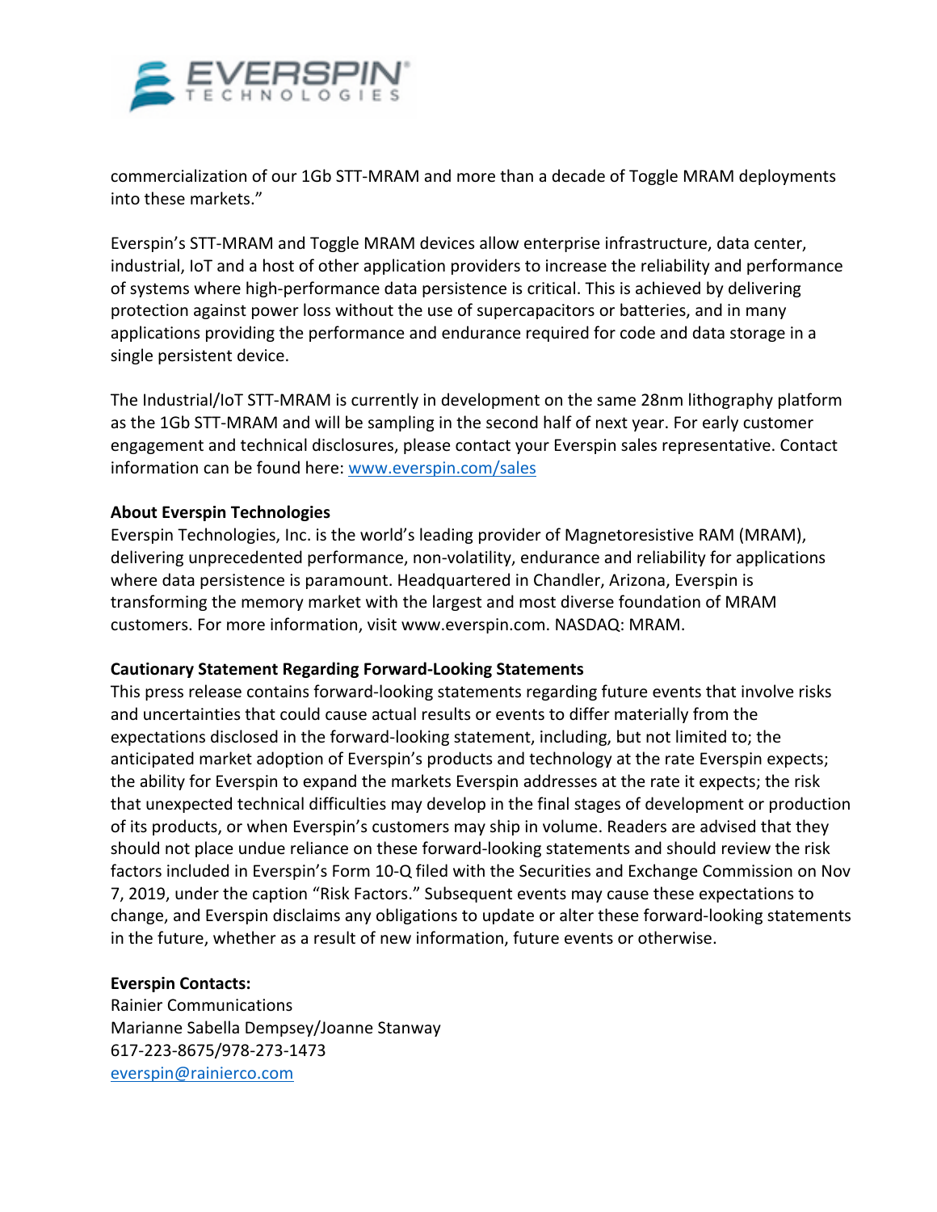commercialization of our 1Gb STT-MRAM and more than a decade of Toggle MRAM deployments into these markets."

Everspin's STT-MRAM and Toggle MRAM devices allow enterprise infrastructure, data center, industrial, IoT and a host of other application providers to increase the reliability and performance of systems where high-performance data persistence is critical. This is achieved by delivering protection against power loss without the use of supercapacitors or batteries, and in many applications providing the performance and endurance required for code and data storage in a single persistent device.

The Industrial/IoT STT-MRAM is currently in development on the same 28nm lithography platform as the 1Gb STT-MRAM and will be sampling in the second half of next year. For early customer engagement and technical disclosures, please contact your Everspin sales representative. Contact information can be found here: [www.everspin.com/sales](http://www.everspin.com/sales)

**About Everspin Technologies**
Everspin Technologies, Inc. is the world's leading provider of Magnetoresistive RAM (MRAM), delivering unprecedented performance, non-volatility, endurance and reliability for applications where data persistence is paramount. Headquartered in Chandler, Arizona, Everspin is transforming the memory market with the largest and most diverse foundation of MRAM customers. For more information, visit www.everspin.com. NASDAQ: MRAM.

**Cautionary Statement Regarding Forward-Looking Statements**
This press release contains forward-looking statements regarding future events that involve risks and uncertainties that could cause actual results or events to differ materially from the expectations disclosed in the forward-looking statement, including, but not limited to; the anticipated market adoption of Everspin's products and technology at the rate Everspin expects; the ability for Everspin to expand the markets Everspin addresses at the rate it expects; the risk that unexpected technical difficulties may develop in the final stages of development or production of its products, or when Everspin's customers may ship in volume. Readers are advised that they should not place undue reliance on these forward-looking statements and should review the risk factors included in Everspin's Form 10-Q filed with the Securities and Exchange Commission on Nov 7, 2019, under the caption "Risk Factors." Subsequent events may cause these expectations to change, and Everspin disclaims any obligations to update or alter these forward-looking statements in the future, whether as a result of new information, future events or otherwise.

**Everspin Contacts:**
Rainier Communications
Marianne Sabella Dempsey/Joanne Stanway
617-223-8675/978-273-1473
[everspin@rainierco.com](mailto:everspin@rainierco.com)